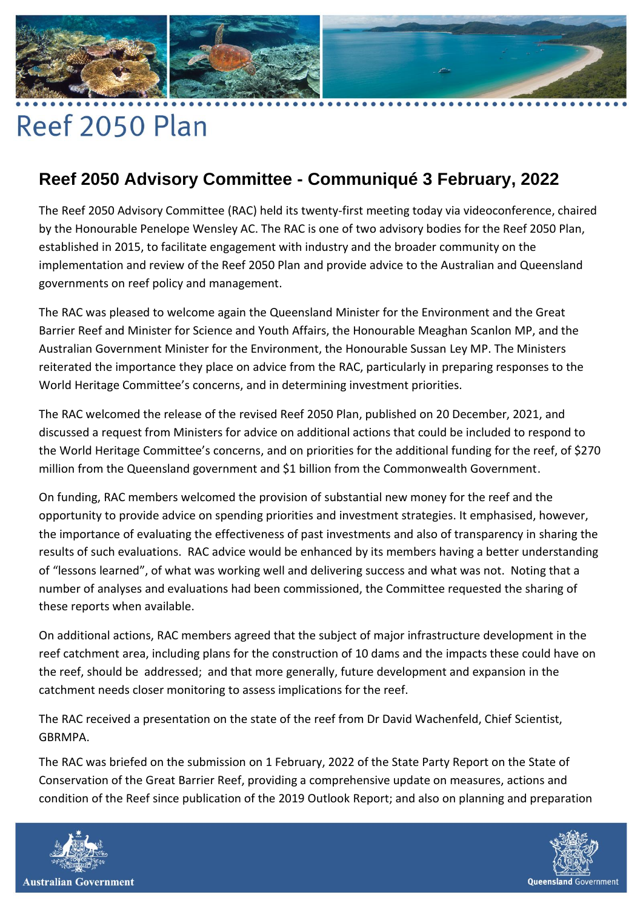# Reef 2050 Plan

## Reef 2050 Advisory Committee - Communiqué 3 February, 2022

The Reef 2050 Advisory Committee (RAC) held its twenty-first meeting today via videoconference, chaired by the Honourable Penelope Wensley AC. The RAC is one of two advisory bodies for the Reef 2050 Plan, established in 2015, to facilitate engagement with industry and the broader community on the implementation and review of the Reef 2050 Plan and provide advice to the Australian and Queensland governments on reef policy and management.

The RAC was pleased to welcome again the Queensland Minister for the Environment and the Great Barrier Reef and Minister for Science and Youth Affairs, the Honourable Meaghan Scanlon MP, and the Australian Government Minister for the Environment, the Honourable Sussan Ley MP. The Ministers reiterated the importance they place on advice from the RAC, particularly in preparing responses to the World Heritage Committee's concerns, and in determining investment priorities.

The RAC welcomed the release of the revised Reef 2050 Plan, published on 20 December, 2021, and discussed a request from Ministers for advice on additional actions that could be included to respond to the World Heritage Committee's concerns, and on priorities for the additional funding for the reef, of $270 million from the Queensland government and $1 billion from the Commonwealth Government.

On funding, RAC members welcomed the provision of substantial new money for the reef and the opportunity to provide advice on spending priorities and investment strategies. It emphasised, however, the importance of evaluating the effectiveness of past investments and also of transparency in sharing the results of such evaluations. RAC advice would be enhanced by its members having a better understanding of "lessons learned", of what was working well and delivering success and what was not. Noting that a number of analyses and evaluations had been commissioned, the Committee requested the sharing of these reports when available.

On additional actions, RAC members agreed that the subject of major infrastructure development in the reef catchment area, including plans for the construction of 10 dams and the impacts these could have on the reef, should be addressed; and that more generally, future development and expansion in the catchment needs closer monitoring to assess implications for the reef.

The RAC received a presentation on the state of the reef from Dr David Wachenfeld, Chief Scientist, GBRMPA.

The RAC was briefed on the submission on 1 February, 2022 of the State Party Report on the State of Conservation of the Great Barrier Reef, providing a comprehensive update on measures, actions and condition of the Reef since publication of the 2019 Outlook Report; and also on planning and preparation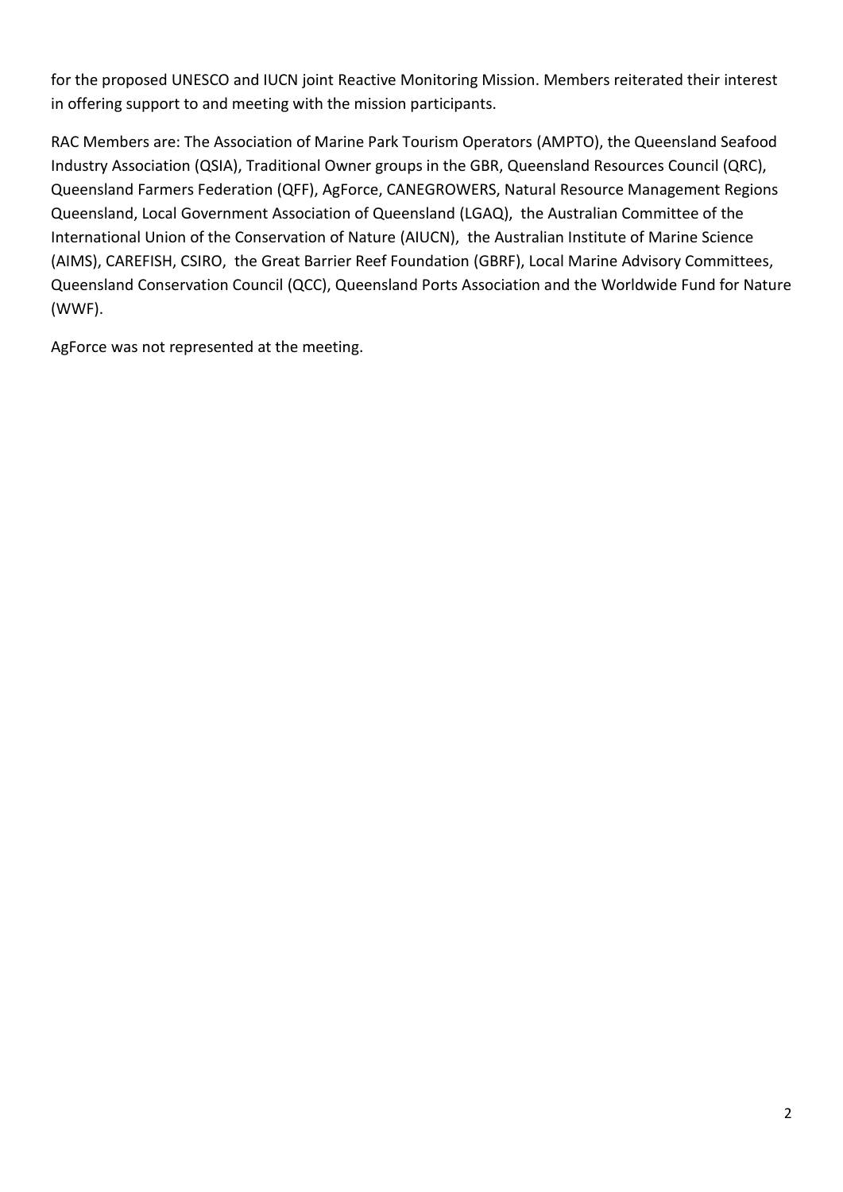for the proposed UNESCO and IUCN joint Reactive Monitoring Mission. Members reiterated their interest in offering support to and meeting with the mission participants.

RAC Members are: The Association of Marine Park Tourism Operators (AMPTO), the Queensland Seafood Industry Association (QSIA), Traditional Owner groups in the GBR, Queensland Resources Council (QRC), Queensland Farmers Federation (QFF), AgForce, CANEGROWERS, Natural Resource Management Regions Queensland, Local Government Association of Queensland (LGAQ), the Australian Committee of the International Union of the Conservation of Nature (AIUCN), the Australian Institute of Marine Science (AIMS), CAREFISH, CSIRO, the Great Barrier Reef Foundation (GBRF), Local Marine Advisory Committees, Queensland Conservation Council (QCC), Queensland Ports Association and the Worldwide Fund for Nature (WWF).

AgForce was not represented at the meeting.